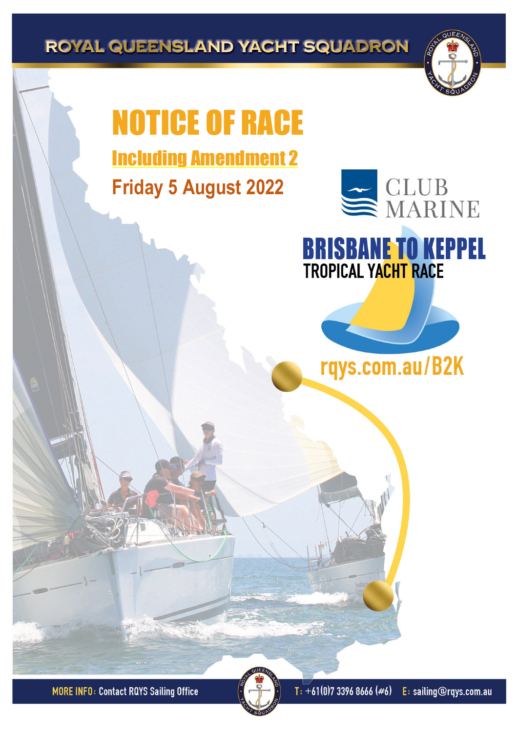ROYAL QUEENSLAND YACHT SQUADRON

# NOTICE OF RACE

## Including Amendment 2

## Friday 5 August 2022

CLUB MARINE

# BRISBANE TO KEPPEL

## TROPICAL YACHT RACE

rqys.com.au/B2K

MORE INFO: Contact RQYS Sailing Office T: +61(0)7 3396 8666 (#6) E: sailing@rqys.com.au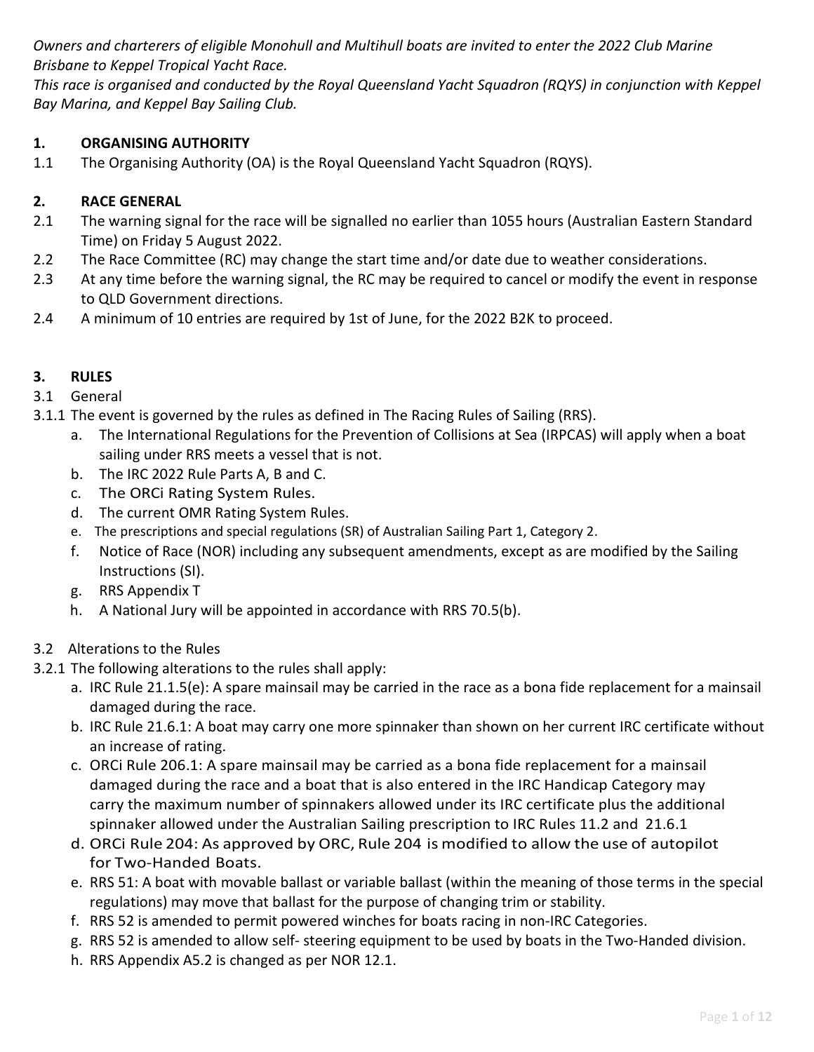*Owners and charterers of eligible Monohull and Multihull boats are invited to enter the 2022 Club Marine Brisbane to Keppel Tropical Yacht Race.*
*This race is organised and conducted by the Royal Queensland Yacht Squadron (RQYS) in conjunction with Keppel Bay Marina, and Keppel Bay Sailing Club.*

## 1. ORGANISING AUTHORITY

1.1 The Organising Authority (OA) is the Royal Queensland Yacht Squadron (RQYS).

## 2. RACE GENERAL

2.1 The warning signal for the race will be signalled no earlier than 1055 hours (Australian Eastern Standard Time) on Friday 5 August 2022.

2.2 The Race Committee (RC) may change the start time and/or date due to weather considerations.

2.3 At any time before the warning signal, the RC may be required to cancel or modify the event in response to QLD Government directions.

2.4 A minimum of 10 entries are required by 1st of June, for the 2022 B2K to proceed.

## 3. RULES

3.1 General

3.1.1 The event is governed by the rules as defined in The Racing Rules of Sailing (RRS).

a. The International Regulations for the Prevention of Collisions at Sea (IRPCAS) will apply when a boat sailing under RRS meets a vessel that is not.
b. The IRC 2022 Rule Parts A, B and C.
c. The ORCi Rating System Rules.
d. The current OMR Rating System Rules.
e. The prescriptions and special regulations (SR) of Australian Sailing Part 1, Category 2.
f. Notice of Race (NOR) including any subsequent amendments, except as are modified by the Sailing Instructions (SI).
g. RRS Appendix T
h. A National Jury will be appointed in accordance with RRS 70.5(b).

3.2 Alterations to the Rules

3.2.1 The following alterations to the rules shall apply:

a. IRC Rule 21.1.5(e): A spare mainsail may be carried in the race as a bona fide replacement for a mainsail damaged during the race.
b. IRC Rule 21.6.1: A boat may carry one more spinnaker than shown on her current IRC certificate without an increase of rating.
c. ORCi Rule 206.1: A spare mainsail may be carried as a bona fide replacement for a mainsail damaged during the race and a boat that is also entered in the IRC Handicap Category may carry the maximum number of spinnakers allowed under its IRC certificate plus the additional spinnaker allowed under the Australian Sailing prescription to IRC Rules 11.2 and 21.6.1
d. ORCi Rule 204: As approved by ORC, Rule 204 is modified to allow the use of autopilot for Two-Handed Boats.
e. RRS 51: A boat with movable ballast or variable ballast (within the meaning of those terms in the special regulations) may move that ballast for the purpose of changing trim or stability.
f. RRS 52 is amended to permit powered winches for boats racing in non-IRC Categories.
g. RRS 52 is amended to allow self- steering equipment to be used by boats in the Two-Handed division.
h. RRS Appendix A5.2 is changed as per NOR 12.1.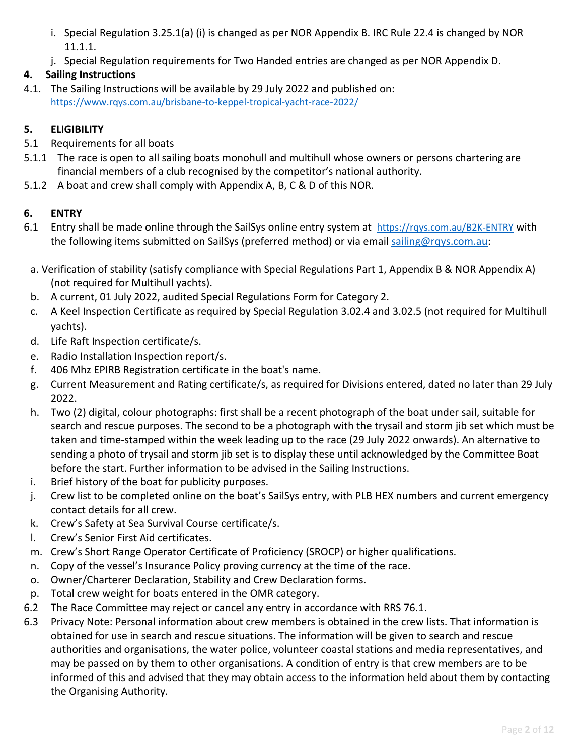i. Special Regulation 3.25.1(a) (i) is changed as per NOR Appendix B. IRC Rule 22.4 is changed by NOR 11.1.1.
j. Special Regulation requirements for Two Handed entries are changed as per NOR Appendix D.

## 4. Sailing Instructions

4.1. The Sailing Instructions will be available by 29 July 2022 and published on: https://www.rqys.com.au/brisbane-to-keppel-tropical-yacht-race-2022/

## 5. ELIGIBILITY

5.1 Requirements for all boats

5.1.1 The race is open to all sailing boats monohull and multihull whose owners or persons chartering are financial members of a club recognised by the competitor's national authority.

5.1.2 A boat and crew shall comply with Appendix A, B, C & D of this NOR.

## 6. ENTRY

6.1 Entry shall be made online through the SailSys online entry system at https://rqys.com.au/B2K-ENTRY with the following items submitted on SailSys (preferred method) or via email sailing@rqys.com.au:

a. Verification of stability (satisfy compliance with Special Regulations Part 1, Appendix B & NOR Appendix A) (not required for Multihull yachts).
b. A current, 01 July 2022, audited Special Regulations Form for Category 2.
c. A Keel Inspection Certificate as required by Special Regulation 3.02.4 and 3.02.5 (not required for Multihull yachts).
d. Life Raft Inspection certificate/s.
e. Radio Installation Inspection report/s.
f. 406 Mhz EPIRB Registration certificate in the boat's name.
g. Current Measurement and Rating certificate/s, as required for Divisions entered, dated no later than 29 July 2022.
h. Two (2) digital, colour photographs: first shall be a recent photograph of the boat under sail, suitable for search and rescue purposes. The second to be a photograph with the trysail and storm jib set which must be taken and time-stamped within the week leading up to the race (29 July 2022 onwards). An alternative to sending a photo of trysail and storm jib set is to display these until acknowledged by the Committee Boat before the start. Further information to be advised in the Sailing Instructions.
i. Brief history of the boat for publicity purposes.
j. Crew list to be completed online on the boat's SailSys entry, with PLB HEX numbers and current emergency contact details for all crew.
k. Crew's Safety at Sea Survival Course certificate/s.
l. Crew's Senior First Aid certificates.
m. Crew's Short Range Operator Certificate of Proficiency (SROCP) or higher qualifications.
n. Copy of the vessel's Insurance Policy proving currency at the time of the race.
o. Owner/Charterer Declaration, Stability and Crew Declaration forms.
p. Total crew weight for boats entered in the OMR category.

6.2 The Race Committee may reject or cancel any entry in accordance with RRS 76.1.

6.3 Privacy Note: Personal information about crew members is obtained in the crew lists. That information is obtained for use in search and rescue situations. The information will be given to search and rescue authorities and organisations, the water police, volunteer coastal stations and media representatives, and may be passed on by them to other organisations. A condition of entry is that crew members are to be informed of this and advised that they may obtain access to the information held about them by contacting the Organising Authority.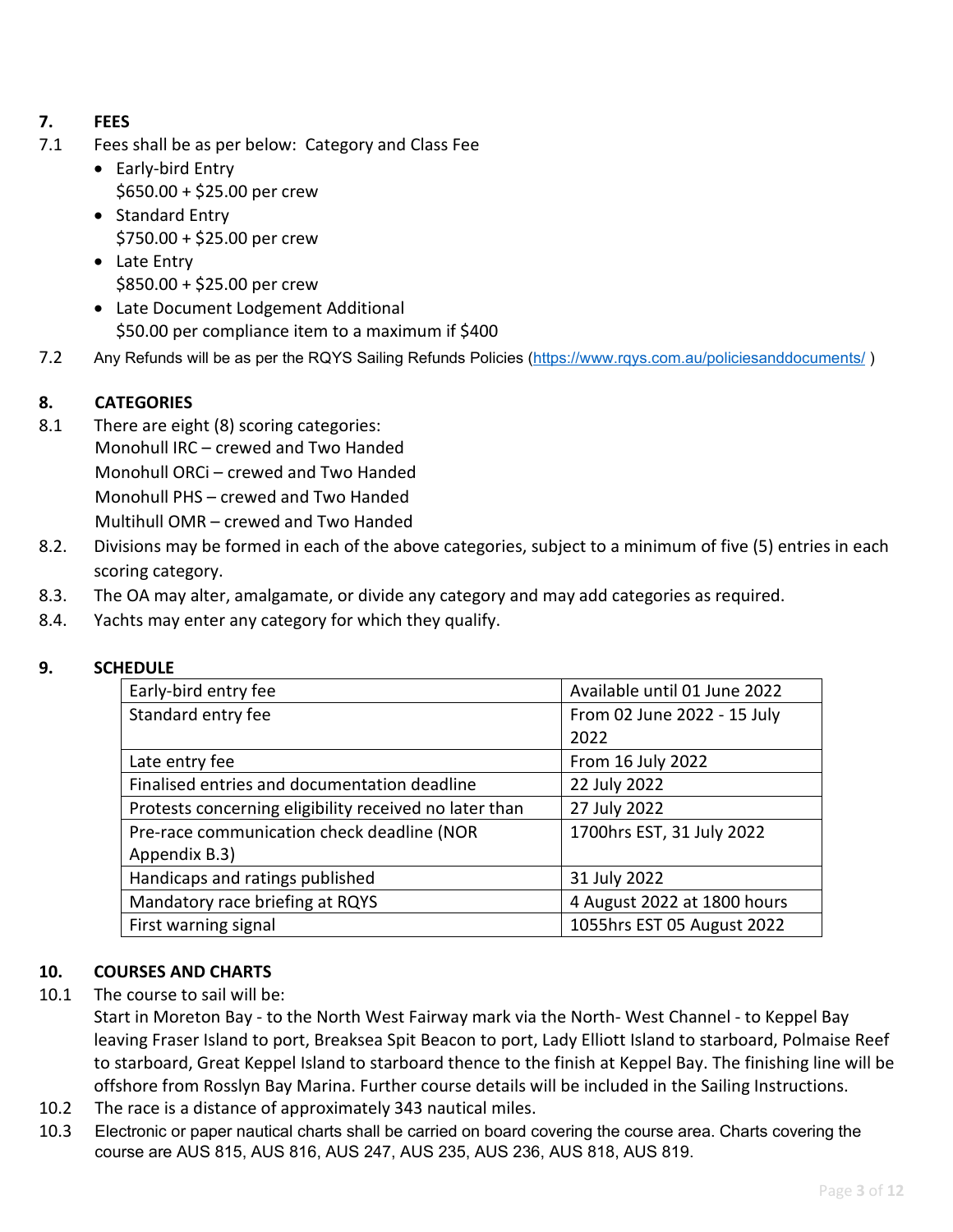## 7. FEES

7.1 Fees shall be as per below: Category and Class Fee

- Early-bird Entry
  $650.00 + $25.00 per crew
- Standard Entry
  $750.00 + $25.00 per crew
- Late Entry
  $850.00 + $25.00 per crew
- Late Document Lodgement Additional
  $50.00 per compliance item to a maximum if $400

7.2 Any Refunds will be as per the RQYS Sailing Refunds Policies (https://www.rqys.com.au/policiesanddocuments/ )

## 8. CATEGORIES

8.1 There are eight (8) scoring categories:
Monohull IRC – crewed and Two Handed
Monohull ORCi – crewed and Two Handed
Monohull PHS – crewed and Two Handed
Multihull OMR – crewed and Two Handed

8.2. Divisions may be formed in each of the above categories, subject to a minimum of five (5) entries in each scoring category.

8.3. The OA may alter, amalgamate, or divide any category and may add categories as required.

8.4. Yachts may enter any category for which they qualify.

## 9. SCHEDULE

| | |
|---|---|
| Early-bird entry fee | Available until 01 June 2022 |
| Standard entry fee | From 02 June 2022 - 15 July 2022 |
| Late entry fee | From 16 July 2022 |
| Finalised entries and documentation deadline | 22 July 2022 |
| Protests concerning eligibility received no later than | 27 July 2022 |
| Pre-race communication check deadline (NOR Appendix B.3) | 1700hrs EST, 31 July 2022 |
| Handicaps and ratings published | 31 July 2022 |
| Mandatory race briefing at RQYS | 4 August 2022 at 1800 hours |
| First warning signal | 1055hrs EST 05 August 2022 |

## 10. COURSES AND CHARTS

10.1 The course to sail will be:
Start in Moreton Bay - to the North West Fairway mark via the North- West Channel - to Keppel Bay leaving Fraser Island to port, Breaksea Spit Beacon to port, Lady Elliott Island to starboard, Polmaise Reef to starboard, Great Keppel Island to starboard thence to the finish at Keppel Bay. The finishing line will be offshore from Rosslyn Bay Marina. Further course details will be included in the Sailing Instructions.

10.2 The race is a distance of approximately 343 nautical miles.

10.3 Electronic or paper nautical charts shall be carried on board covering the course area. Charts covering the course are AUS 815, AUS 816, AUS 247, AUS 235, AUS 236, AUS 818, AUS 819.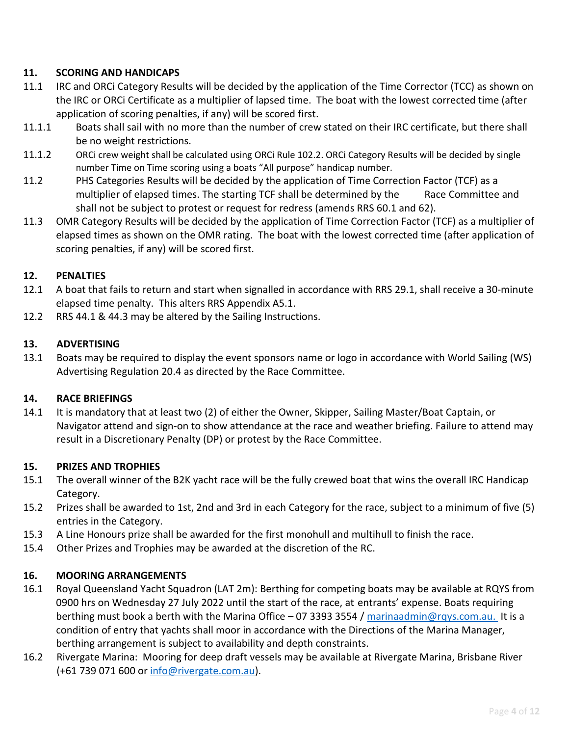## 11. SCORING AND HANDICAPS

11.1 IRC and ORCi Category Results will be decided by the application of the Time Corrector (TCC) as shown on the IRC or ORCi Certificate as a multiplier of lapsed time. The boat with the lowest corrected time (after application of scoring penalties, if any) will be scored first.

11.1.1 Boats shall sail with no more than the number of crew stated on their IRC certificate, but there shall be no weight restrictions.

11.1.2 ORCi crew weight shall be calculated using ORCi Rule 102.2. ORCi Category Results will be decided by single number Time on Time scoring using a boats "All purpose" handicap number.

11.2 PHS Categories Results will be decided by the application of Time Correction Factor (TCF) as a multiplier of elapsed times. The starting TCF shall be determined by the Race Committee and shall not be subject to protest or request for redress (amends RRS 60.1 and 62).

11.3 OMR Category Results will be decided by the application of Time Correction Factor (TCF) as a multiplier of elapsed times as shown on the OMR rating. The boat with the lowest corrected time (after application of scoring penalties, if any) will be scored first.

## 12. PENALTIES

12.1 A boat that fails to return and start when signalled in accordance with RRS 29.1, shall receive a 30-minute elapsed time penalty. This alters RRS Appendix A5.1.

12.2 RRS 44.1 & 44.3 may be altered by the Sailing Instructions.

## 13. ADVERTISING

13.1 Boats may be required to display the event sponsors name or logo in accordance with World Sailing (WS) Advertising Regulation 20.4 as directed by the Race Committee.

## 14. RACE BRIEFINGS

14.1 It is mandatory that at least two (2) of either the Owner, Skipper, Sailing Master/Boat Captain, or Navigator attend and sign-on to show attendance at the race and weather briefing. Failure to attend may result in a Discretionary Penalty (DP) or protest by the Race Committee.

## 15. PRIZES AND TROPHIES

15.1 The overall winner of the B2K yacht race will be the fully crewed boat that wins the overall IRC Handicap Category.

15.2 Prizes shall be awarded to 1st, 2nd and 3rd in each Category for the race, subject to a minimum of five (5) entries in the Category.

15.3 A Line Honours prize shall be awarded for the first monohull and multihull to finish the race.

15.4 Other Prizes and Trophies may be awarded at the discretion of the RC.

## 16. MOORING ARRANGEMENTS

16.1 Royal Queensland Yacht Squadron (LAT 2m): Berthing for competing boats may be available at RQYS from 0900 hrs on Wednesday 27 July 2022 until the start of the race, at entrants' expense. Boats requiring berthing must book a berth with the Marina Office – 07 3393 3554 / marinaadmin@rqys.com.au. It is a condition of entry that yachts shall moor in accordance with the Directions of the Marina Manager, berthing arrangement is subject to availability and depth constraints.

16.2 Rivergate Marina: Mooring for deep draft vessels may be available at Rivergate Marina, Brisbane River (+61 739 071 600 or info@rivergate.com.au).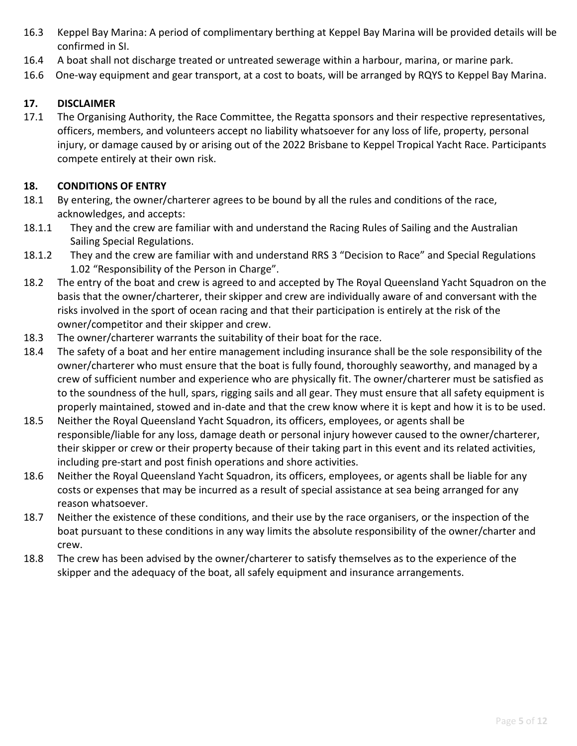16.3 Keppel Bay Marina: A period of complimentary berthing at Keppel Bay Marina will be provided details will be confirmed in SI.

16.4 A boat shall not discharge treated or untreated sewerage within a harbour, marina, or marine park.

16.6 One-way equipment and gear transport, at a cost to boats, will be arranged by RQYS to Keppel Bay Marina.

## 17. DISCLAIMER

17.1 The Organising Authority, the Race Committee, the Regatta sponsors and their respective representatives, officers, members, and volunteers accept no liability whatsoever for any loss of life, property, personal injury, or damage caused by or arising out of the 2022 Brisbane to Keppel Tropical Yacht Race. Participants compete entirely at their own risk.

## 18. CONDITIONS OF ENTRY

18.1 By entering, the owner/charterer agrees to be bound by all the rules and conditions of the race, acknowledges, and accepts:

18.1.1 They and the crew are familiar with and understand the Racing Rules of Sailing and the Australian Sailing Special Regulations.

18.1.2 They and the crew are familiar with and understand RRS 3 “Decision to Race” and Special Regulations 1.02 “Responsibility of the Person in Charge”.

18.2 The entry of the boat and crew is agreed to and accepted by The Royal Queensland Yacht Squadron on the basis that the owner/charterer, their skipper and crew are individually aware of and conversant with the risks involved in the sport of ocean racing and that their participation is entirely at the risk of the owner/competitor and their skipper and crew.

18.3 The owner/charterer warrants the suitability of their boat for the race.

18.4 The safety of a boat and her entire management including insurance shall be the sole responsibility of the owner/charterer who must ensure that the boat is fully found, thoroughly seaworthy, and managed by a crew of sufficient number and experience who are physically fit. The owner/charterer must be satisfied as to the soundness of the hull, spars, rigging sails and all gear. They must ensure that all safety equipment is properly maintained, stowed and in-date and that the crew know where it is kept and how it is to be used.

18.5 Neither the Royal Queensland Yacht Squadron, its officers, employees, or agents shall be responsible/liable for any loss, damage death or personal injury however caused to the owner/charterer, their skipper or crew or their property because of their taking part in this event and its related activities, including pre-start and post finish operations and shore activities.

18.6 Neither the Royal Queensland Yacht Squadron, its officers, employees, or agents shall be liable for any costs or expenses that may be incurred as a result of special assistance at sea being arranged for any reason whatsoever.

18.7 Neither the existence of these conditions, and their use by the race organisers, or the inspection of the boat pursuant to these conditions in any way limits the absolute responsibility of the owner/charter and crew.

18.8 The crew has been advised by the owner/charterer to satisfy themselves as to the experience of the skipper and the adequacy of the boat, all safely equipment and insurance arrangements.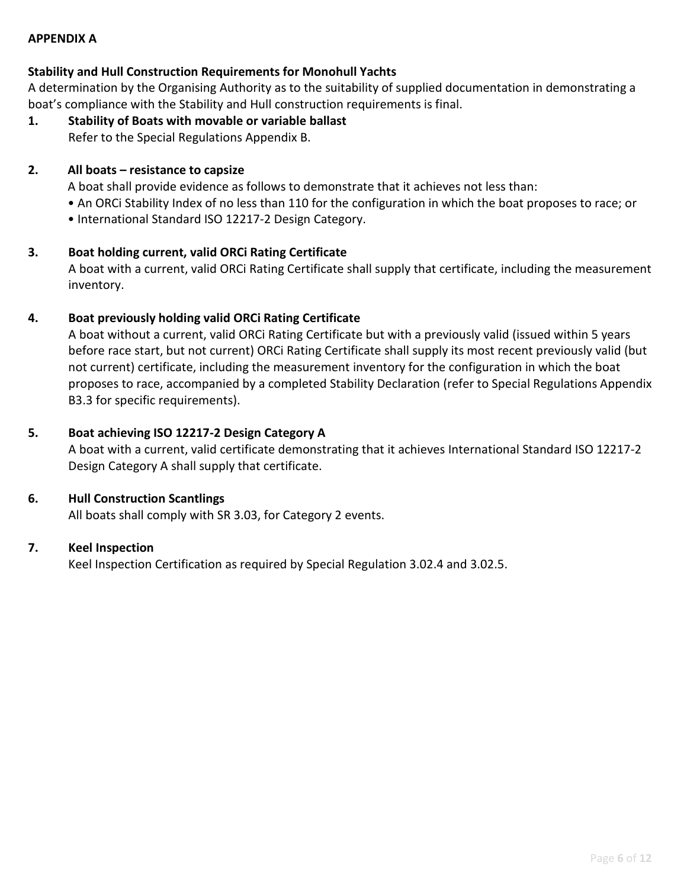## APPENDIX A

### Stability and Hull Construction Requirements for Monohull Yachts

A determination by the Organising Authority as to the suitability of supplied documentation in demonstrating a boat's compliance with the Stability and Hull construction requirements is final.

**1. Stability of Boats with movable or variable ballast**

Refer to the Special Regulations Appendix B.

**2. All boats – resistance to capsize**

A boat shall provide evidence as follows to demonstrate that it achieves not less than:

- An ORCi Stability Index of no less than 110 for the configuration in which the boat proposes to race; or
- International Standard ISO 12217-2 Design Category.

**3. Boat holding current, valid ORCi Rating Certificate**

A boat with a current, valid ORCi Rating Certificate shall supply that certificate, including the measurement inventory.

**4. Boat previously holding valid ORCi Rating Certificate**

A boat without a current, valid ORCi Rating Certificate but with a previously valid (issued within 5 years before race start, but not current) ORCi Rating Certificate shall supply its most recent previously valid (but not current) certificate, including the measurement inventory for the configuration in which the boat proposes to race, accompanied by a completed Stability Declaration (refer to Special Regulations Appendix B3.3 for specific requirements).

**5. Boat achieving ISO 12217-2 Design Category A**

A boat with a current, valid certificate demonstrating that it achieves International Standard ISO 12217-2 Design Category A shall supply that certificate.

**6. Hull Construction Scantlings**

All boats shall comply with SR 3.03, for Category 2 events.

**7. Keel Inspection**

Keel Inspection Certification as required by Special Regulation 3.02.4 and 3.02.5.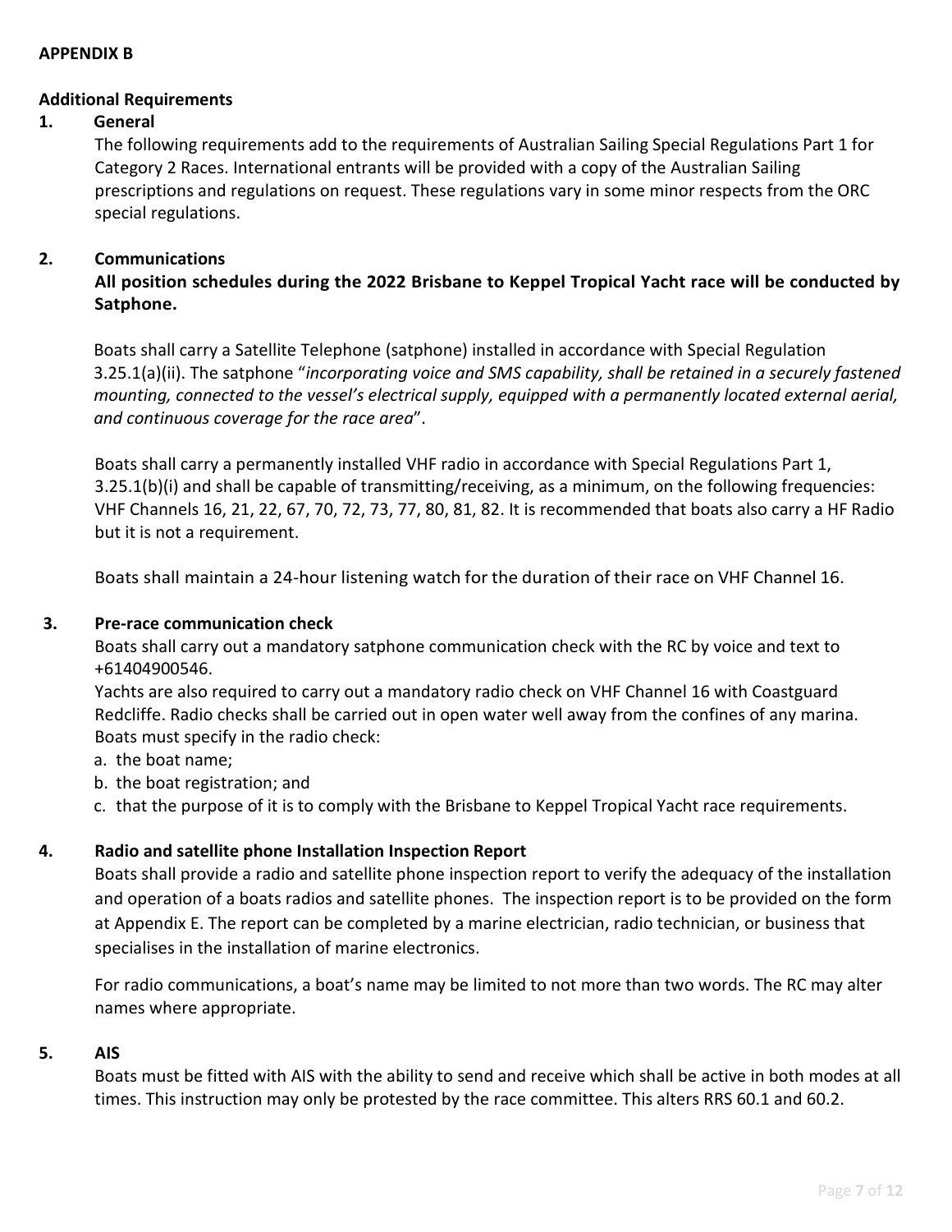**APPENDIX B**

**Additional Requirements**

**1. General**

The following requirements add to the requirements of Australian Sailing Special Regulations Part 1 for Category 2 Races. International entrants will be provided with a copy of the Australian Sailing prescriptions and regulations on request. These regulations vary in some minor respects from the ORC special regulations.

**2. Communications**

**All position schedules during the 2022 Brisbane to Keppel Tropical Yacht race will be conducted by Satphone.**

Boats shall carry a Satellite Telephone (satphone) installed in accordance with Special Regulation 3.25.1(a)(ii). The satphone "*incorporating voice and SMS capability, shall be retained in a securely fastened mounting, connected to the vessel's electrical supply, equipped with a permanently located external aerial, and continuous coverage for the race area*".

Boats shall carry a permanently installed VHF radio in accordance with Special Regulations Part 1, 3.25.1(b)(i) and shall be capable of transmitting/receiving, as a minimum, on the following frequencies: VHF Channels 16, 21, 22, 67, 70, 72, 73, 77, 80, 81, 82. It is recommended that boats also carry a HF Radio but it is not a requirement.

Boats shall maintain a 24-hour listening watch for the duration of their race on VHF Channel 16.

**3. Pre-race communication check**

Boats shall carry out a mandatory satphone communication check with the RC by voice and text to +61404900546.

Yachts are also required to carry out a mandatory radio check on VHF Channel 16 with Coastguard Redcliffe. Radio checks shall be carried out in open water well away from the confines of any marina. Boats must specify in the radio check:

a. the boat name;
b. the boat registration; and
c. that the purpose of it is to comply with the Brisbane to Keppel Tropical Yacht race requirements.

**4. Radio and satellite phone Installation Inspection Report**

Boats shall provide a radio and satellite phone inspection report to verify the adequacy of the installation and operation of a boats radios and satellite phones. The inspection report is to be provided on the form at Appendix E. The report can be completed by a marine electrician, radio technician, or business that specialises in the installation of marine electronics.

For radio communications, a boat's name may be limited to not more than two words. The RC may alter names where appropriate.

**5. AIS**

Boats must be fitted with AIS with the ability to send and receive which shall be active in both modes at all times. This instruction may only be protested by the race committee. This alters RRS 60.1 and 60.2.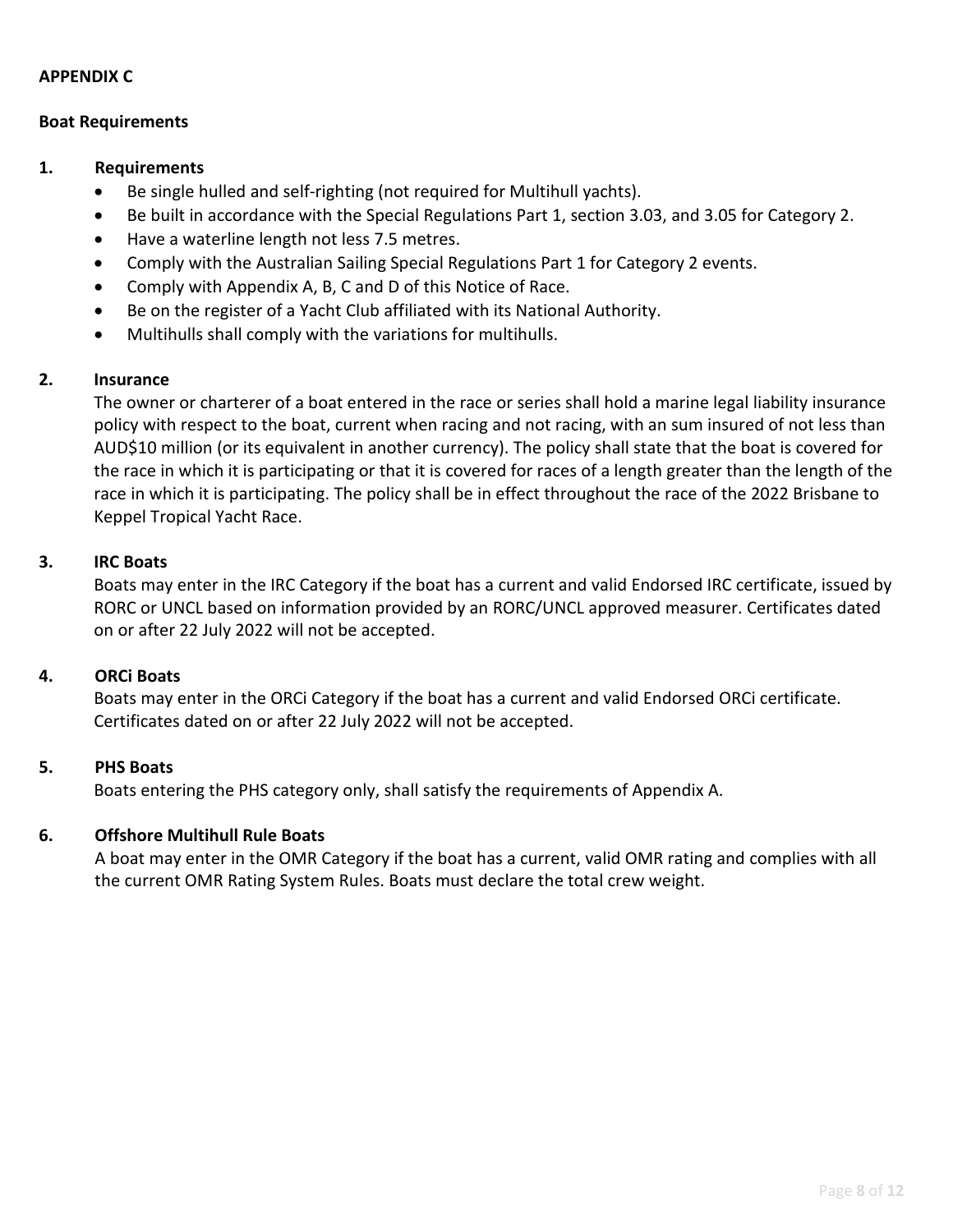## APPENDIX C

### Boat Requirements

**1. Requirements**

- Be single hulled and self-righting (not required for Multihull yachts).
- Be built in accordance with the Special Regulations Part 1, section 3.03, and 3.05 for Category 2.
- Have a waterline length not less 7.5 metres.
- Comply with the Australian Sailing Special Regulations Part 1 for Category 2 events.
- Comply with Appendix A, B, C and D of this Notice of Race.
- Be on the register of a Yacht Club affiliated with its National Authority.
- Multihulls shall comply with the variations for multihulls.

**2. Insurance**

The owner or charterer of a boat entered in the race or series shall hold a marine legal liability insurance policy with respect to the boat, current when racing and not racing, with an sum insured of not less than AUD$10 million (or its equivalent in another currency). The policy shall state that the boat is covered for the race in which it is participating or that it is covered for races of a length greater than the length of the race in which it is participating. The policy shall be in effect throughout the race of the 2022 Brisbane to Keppel Tropical Yacht Race.

**3. IRC Boats**

Boats may enter in the IRC Category if the boat has a current and valid Endorsed IRC certificate, issued by RORC or UNCL based on information provided by an RORC/UNCL approved measurer. Certificates dated on or after 22 July 2022 will not be accepted.

**4. ORCi Boats**

Boats may enter in the ORCi Category if the boat has a current and valid Endorsed ORCi certificate. Certificates dated on or after 22 July 2022 will not be accepted.

**5. PHS Boats**

Boats entering the PHS category only, shall satisfy the requirements of Appendix A.

**6. Offshore Multihull Rule Boats**

A boat may enter in the OMR Category if the boat has a current, valid OMR rating and complies with all the current OMR Rating System Rules. Boats must declare the total crew weight.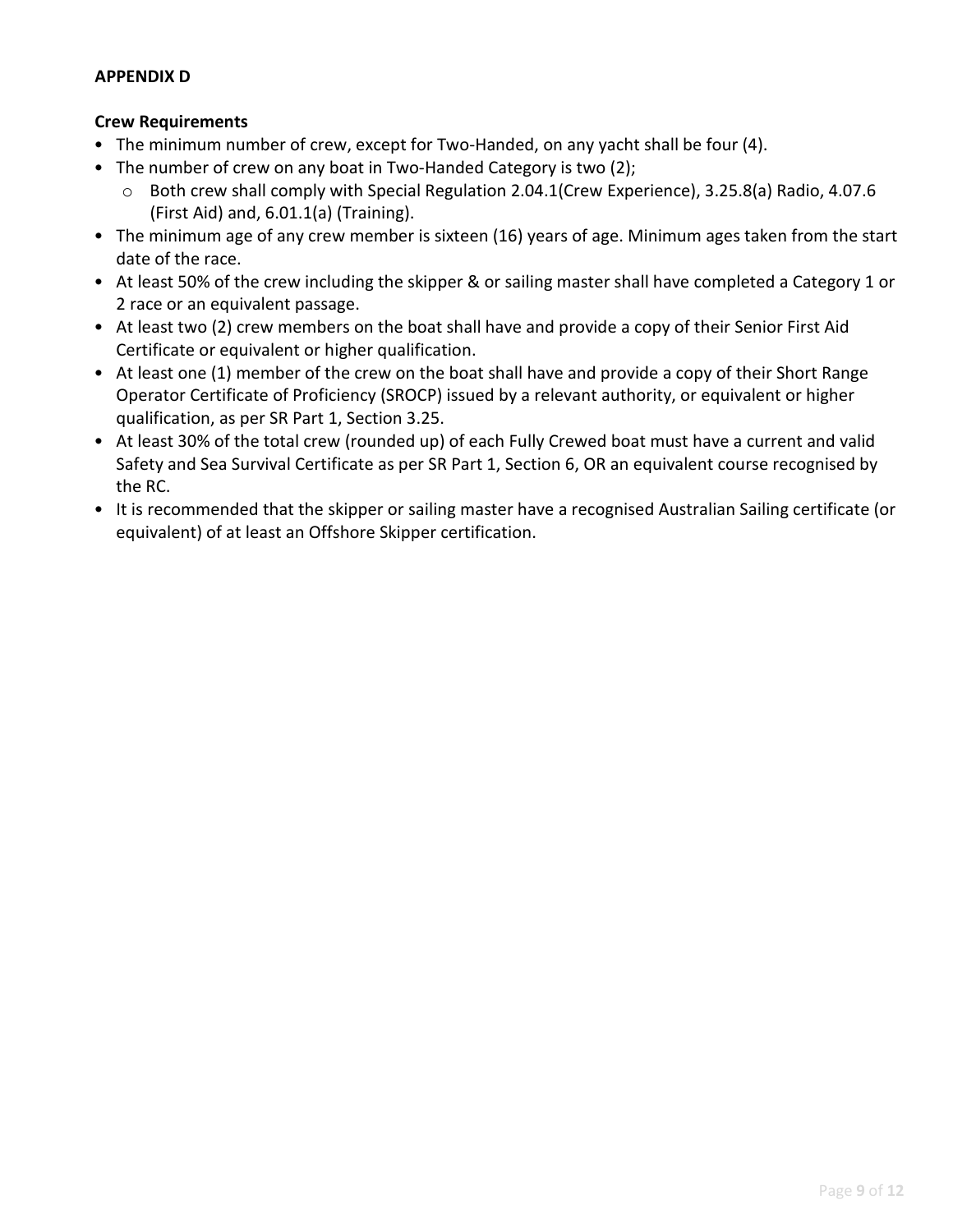**APPENDIX D**

**Crew Requirements**

- The minimum number of crew, except for Two-Handed, on any yacht shall be four (4).
- The number of crew on any boat in Two-Handed Category is two (2);
  - Both crew shall comply with Special Regulation 2.04.1(Crew Experience), 3.25.8(a) Radio, 4.07.6 (First Aid) and, 6.01.1(a) (Training).
- The minimum age of any crew member is sixteen (16) years of age. Minimum ages taken from the start date of the race.
- At least 50% of the crew including the skipper & or sailing master shall have completed a Category 1 or 2 race or an equivalent passage.
- At least two (2) crew members on the boat shall have and provide a copy of their Senior First Aid Certificate or equivalent or higher qualification.
- At least one (1) member of the crew on the boat shall have and provide a copy of their Short Range Operator Certificate of Proficiency (SROCP) issued by a relevant authority, or equivalent or higher qualification, as per SR Part 1, Section 3.25.
- At least 30% of the total crew (rounded up) of each Fully Crewed boat must have a current and valid Safety and Sea Survival Certificate as per SR Part 1, Section 6, OR an equivalent course recognised by the RC.
- It is recommended that the skipper or sailing master have a recognised Australian Sailing certificate (or equivalent) of at least an Offshore Skipper certification.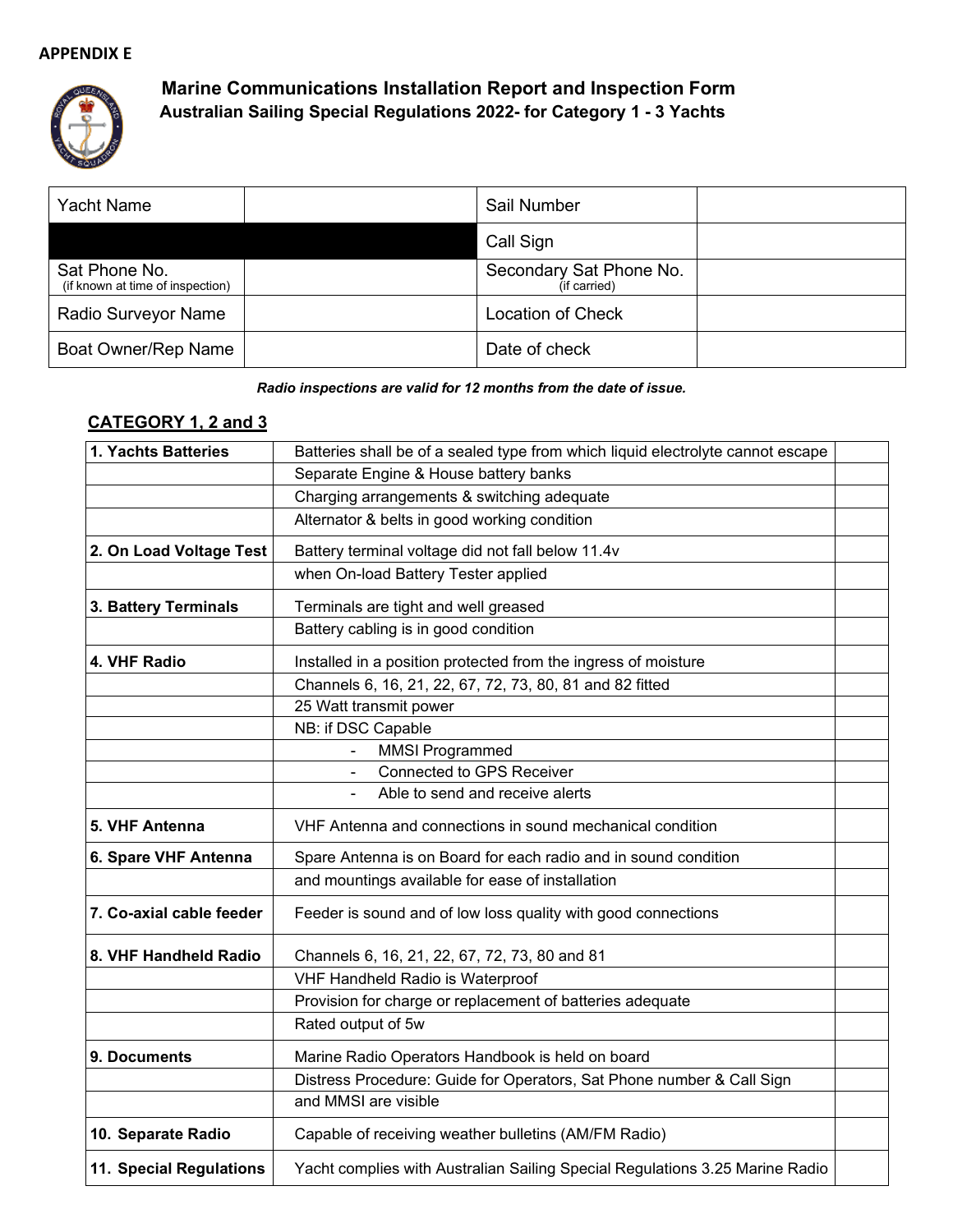**APPENDIX E**

## Marine Communications Installation Report and Inspection Form

### Australian Sailing Special Regulations 2022- for Category 1 - 3 Yachts

| Yacht Name | | Sail Number | |
|---|---|---|---|
| | | Call Sign | |
| Sat Phone No. (if known at time of inspection) | | Secondary Sat Phone No. (if carried) | |
| Radio Surveyor Name | | Location of Check | |
| Boat Owner/Rep Name | | Date of check | |

***Radio inspections are valid for 12 months from the date of issue.***

### CATEGORY 1, 2 and 3

| | | |
|---|---|---|
| **1. Yachts Batteries** | Batteries shall be of a sealed type from which liquid electrolyte cannot escape | |
| | Separate Engine & House battery banks | |
| | Charging arrangements & switching adequate | |
| | Alternator & belts in good working condition | |
| **2. On Load Voltage Test** | Battery terminal voltage did not fall below 11.4v | |
| | when On-load Battery Tester applied | |
| **3. Battery Terminals** | Terminals are tight and well greased | |
| | Battery cabling is in good condition | |
| **4. VHF Radio** | Installed in a position protected from the ingress of moisture | |
| | Channels 6, 16, 21, 22, 67, 72, 73, 80, 81 and 82 fitted | |
| | 25 Watt transmit power | |
| | NB: if DSC Capable | |
| | - MMSI Programmed | |
| | - Connected to GPS Receiver | |
| | - Able to send and receive alerts | |
| **5. VHF Antenna** | VHF Antenna and connections in sound mechanical condition | |
| **6. Spare VHF Antenna** | Spare Antenna is on Board for each radio and in sound condition | |
| | and mountings available for ease of installation | |
| **7. Co-axial cable feeder** | Feeder is sound and of low loss quality with good connections | |
| **8. VHF Handheld Radio** | Channels 6, 16, 21, 22, 67, 72, 73, 80 and 81 | |
| | VHF Handheld Radio is Waterproof | |
| | Provision for charge or replacement of batteries adequate | |
| | Rated output of 5w | |
| **9. Documents** | Marine Radio Operators Handbook is held on board | |
| | Distress Procedure: Guide for Operators, Sat Phone number & Call Sign | |
| | and MMSI are visible | |
| **10. Separate Radio** | Capable of receiving weather bulletins (AM/FM Radio) | |
| **11. Special Regulations** | Yacht complies with Australian Sailing Special Regulations 3.25 Marine Radio | |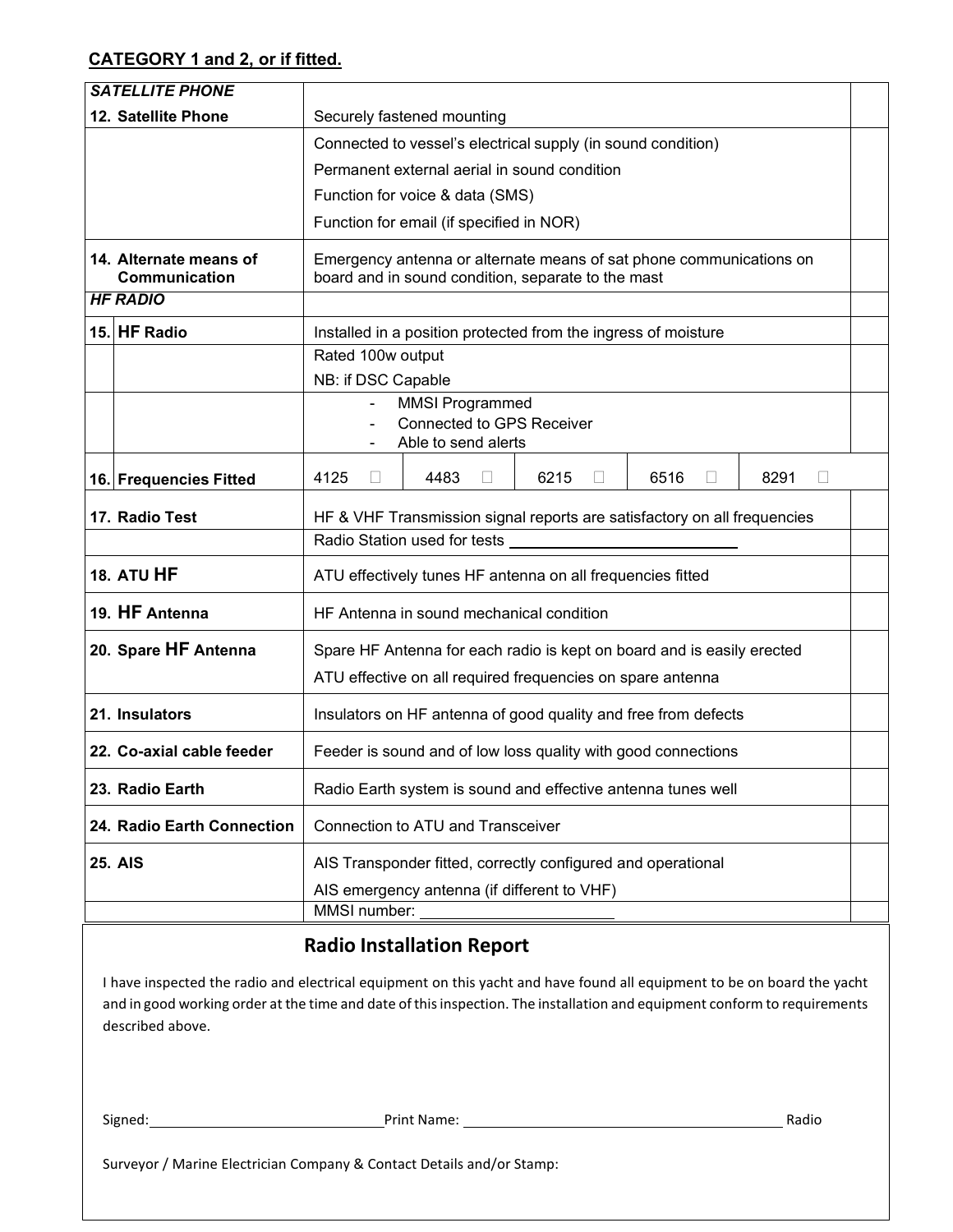**CATEGORY 1 and 2, or if fitted.**

| | | |
|---|---|---|
| ***SATELLITE PHONE*** | | |
| **12. Satellite Phone** | Securely fastened mounting | |
| | Connected to vessel's electrical supply (in sound condition)<br>Permanent external aerial in sound condition<br>Function for voice & data (SMS)<br>Function for email (if specified in NOR) | |
| **14. Alternate means of Communication** | Emergency antenna or alternate means of sat phone communications on board and in sound condition, separate to the mast | |
| ***HF RADIO*** | | |
| **15. HF Radio** | Installed in a position protected from the ingress of moisture | |
| | Rated 100w output<br>NB: if DSC Capable | |
| | - MMSI Programmed<br>- Connected to GPS Receiver<br>- Able to send alerts | |
| **16. Frequencies Fitted** | 4125 ☐ &nbsp; 4483 ☐ &nbsp; 6215 ☐ &nbsp; 6516 ☐ &nbsp; 8291 ☐ | |
| **17. Radio Test** | HF & VHF Transmission signal reports are satisfactory on all frequencies | |
| | Radio Station used for tests ____________________ | |
| **18. ATU HF** | ATU effectively tunes HF antenna on all frequencies fitted | |
| **19. HF Antenna** | HF Antenna in sound mechanical condition | |
| **20. Spare HF Antenna** | Spare HF Antenna for each radio is kept on board and is easily erected<br>ATU effective on all required frequencies on spare antenna | |
| **21. Insulators** | Insulators on HF antenna of good quality and free from defects | |
| **22. Co-axial cable feeder** | Feeder is sound and of low loss quality with good connections | |
| **23. Radio Earth** | Radio Earth system is sound and effective antenna tunes well | |
| **24. Radio Earth Connection** | Connection to ATU and Transceiver | |
| **25. AIS** | AIS Transponder fitted, correctly configured and operational<br>AIS emergency antenna (if different to VHF) | |
| | MMSI number: ____________________ | |

## Radio Installation Report

I have inspected the radio and electrical equipment on this yacht and have found all equipment to be on board the yacht and in good working order at the time and date of this inspection. The installation and equipment conform to requirements described above.

Signed: ____________________ Print Name: ____________________ Radio

Surveyor / Marine Electrician Company & Contact Details and/or Stamp: